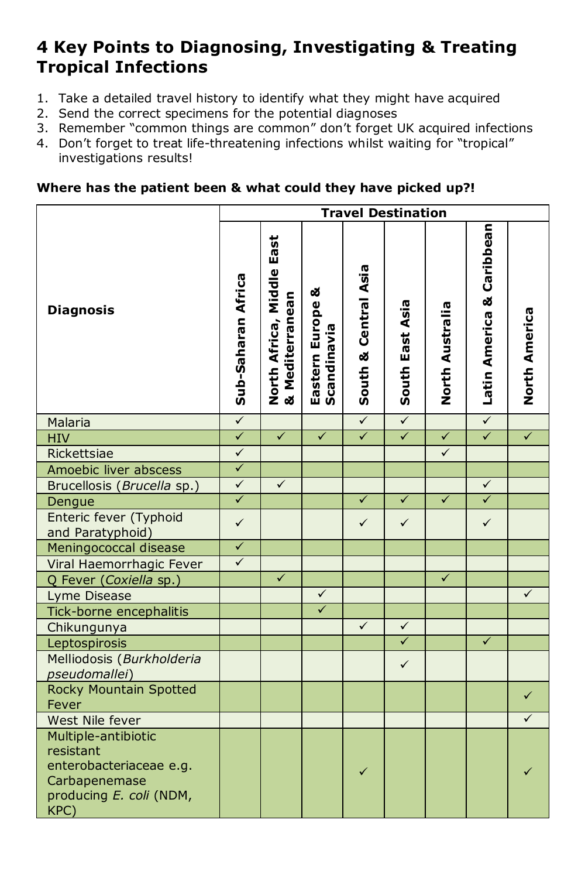# 4 Key Points to Diagnosing, Investigating & Treating Tropical Infections

1. Take a detailed travel history to identify what they might have acquired
2. Send the correct specimens for the potential diagnoses
3. Remember "common things are common" don't forget UK acquired infections
4. Don't forget to treat life-threatening infections whilst waiting for "tropical" investigations results!

**Where has the patient been & what could they have picked up?!**

| Diagnosis | Travel Destination | | | | | | | |
|---|---|---|---|---|---|---|---|---|
| | Sub-Saharan Africa | North Africa, Middle East & Mediterranean | Eastern Europe & Scandinavia | South & Central Asia | South East Asia | North Australia | Latin America & Caribbean | North America |
| Malaria | ✓ | | | ✓ | ✓ | | ✓ | |
| HIV | ✓ | ✓ | ✓ | ✓ | ✓ | ✓ | ✓ | ✓ |
| Rickettsiae | ✓ | | | | | ✓ | | |
| Amoebic liver abscess | ✓ | | | | | | | |
| Brucellosis (*Brucella* sp.) | ✓ | ✓ | | | | | ✓ | |
| Dengue | ✓ | | | ✓ | ✓ | ✓ | ✓ | |
| Enteric fever (Typhoid and Paratyphoid) | ✓ | | | ✓ | ✓ | | ✓ | |
| Meningococcal disease | ✓ | | | | | | | |
| Viral Haemorrhagic Fever | ✓ | | | | | | | |
| Q Fever (*Coxiella* sp.) | | ✓ | | | | ✓ | | |
| Lyme Disease | | | ✓ | | | | | ✓ |
| Tick-borne encephalitis | | | ✓ | | | | | |
| Chikungunya | | | | ✓ | ✓ | | | |
| Leptospirosis | | | | | ✓ | | ✓ | |
| Melliodosis (*Burkholderia pseudomallei*) | | | | | ✓ | | | |
| Rocky Mountain Spotted Fever | | | | | | | | ✓ |
| West Nile fever | | | | | | | | ✓ |
| Multiple-antibiotic resistant enterobacteriaceae e.g. Carbapenemase producing *E. coli* (NDM, KPC) | | | | ✓ | | | | ✓ |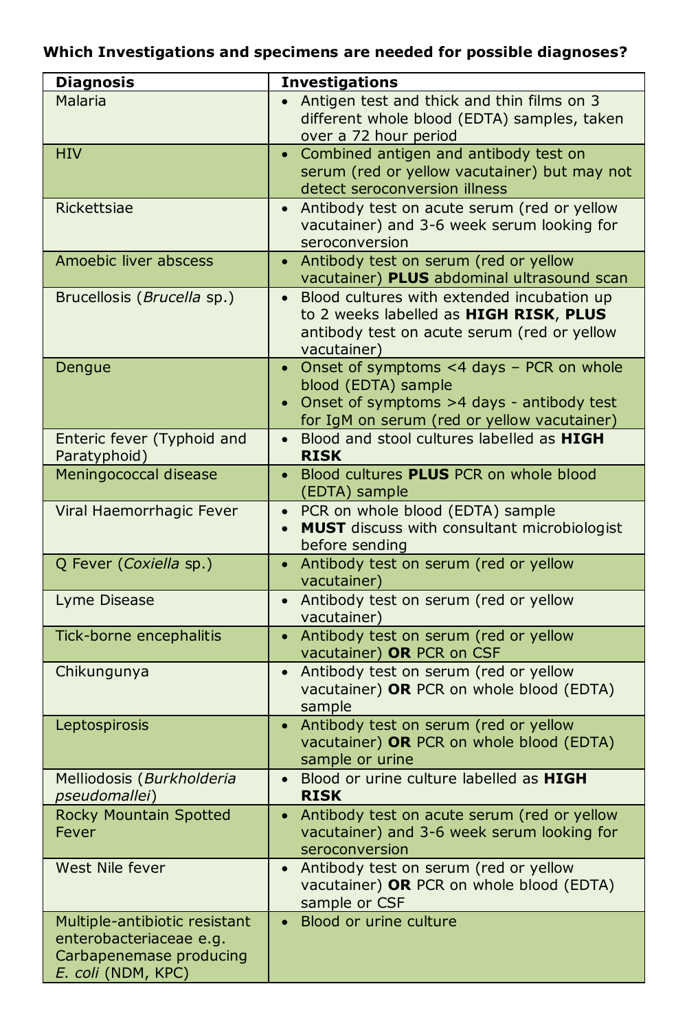**Which Investigations and specimens are needed for possible diagnoses?**

| Diagnosis | Investigations |
|---|---|
| Malaria | • Antigen test and thick and thin films on 3 different whole blood (EDTA) samples, taken over a 72 hour period |
| HIV | • Combined antigen and antibody test on serum (red or yellow vacutainer) but may not detect seroconversion illness |
| Rickettsiae | • Antibody test on acute serum (red or yellow vacutainer) and 3-6 week serum looking for seroconversion |
| Amoebic liver abscess | • Antibody test on serum (red or yellow vacutainer) **PLUS** abdominal ultrasound scan |
| Brucellosis (*Brucella* sp.) | • Blood cultures with extended incubation up to 2 weeks labelled as **HIGH RISK**, **PLUS** antibody test on acute serum (red or yellow vacutainer) |
| Dengue | • Onset of symptoms <4 days – PCR on whole blood (EDTA) sample<br>• Onset of symptoms >4 days - antibody test for IgM on serum (red or yellow vacutainer) |
| Enteric fever (Typhoid and Paratyphoid) | • Blood and stool cultures labelled as **HIGH RISK** |
| Meningococcal disease | • Blood cultures **PLUS** PCR on whole blood (EDTA) sample |
| Viral Haemorrhagic Fever | • PCR on whole blood (EDTA) sample<br>• **MUST** discuss with consultant microbiologist before sending |
| Q Fever (*Coxiella* sp.) | • Antibody test on serum (red or yellow vacutainer) |
| Lyme Disease | • Antibody test on serum (red or yellow vacutainer) |
| Tick-borne encephalitis | • Antibody test on serum (red or yellow vacutainer) **OR** PCR on CSF |
| Chikungunya | • Antibody test on serum (red or yellow vacutainer) **OR** PCR on whole blood (EDTA) sample |
| Leptospirosis | • Antibody test on serum (red or yellow vacutainer) **OR** PCR on whole blood (EDTA) sample or urine |
| Melliodosis (*Burkholderia pseudomallei*) | • Blood or urine culture labelled as **HIGH RISK** |
| Rocky Mountain Spotted Fever | • Antibody test on acute serum (red or yellow vacutainer) and 3-6 week serum looking for seroconversion |
| West Nile fever | • Antibody test on serum (red or yellow vacutainer) **OR** PCR on whole blood (EDTA) sample or CSF |
| Multiple-antibiotic resistant enterobacteriaceae e.g. Carbapenemase producing *E. coli* (NDM, KPC) | • Blood or urine culture |